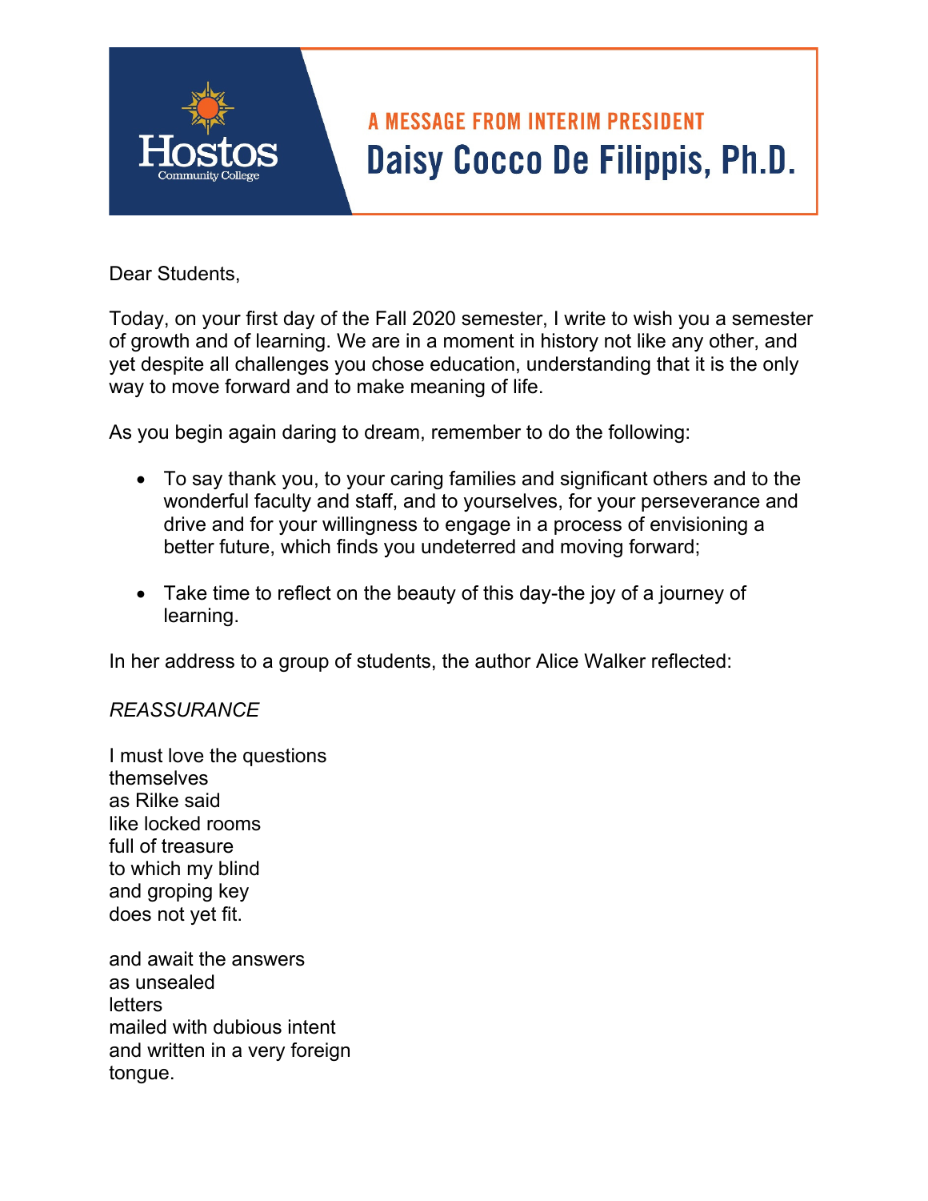Hostos Community College

A MESSAGE FROM INTERIM PRESIDENT

# Daisy Cocco De Filippis, Ph.D.

Dear Students,

Today, on your first day of the Fall 2020 semester, I write to wish you a semester of growth and of learning. We are in a moment in history not like any other, and yet despite all challenges you chose education, understanding that it is the only way to move forward and to make meaning of life.

As you begin again daring to dream, remember to do the following:

- To say thank you, to your caring families and significant others and to the wonderful faculty and staff, and to yourselves, for your perseverance and drive and for your willingness to engage in a process of envisioning a better future, which finds you undeterred and moving forward;

- Take time to reflect on the beauty of this day-the joy of a journey of learning.

In her address to a group of students, the author Alice Walker reflected:

*REASSURANCE*

I must love the questions  
themselves  
as Rilke said  
like locked rooms  
full of treasure  
to which my blind  
and groping key  
does not yet fit.

and await the answers  
as unsealed  
letters  
mailed with dubious intent  
and written in a very foreign  
tongue.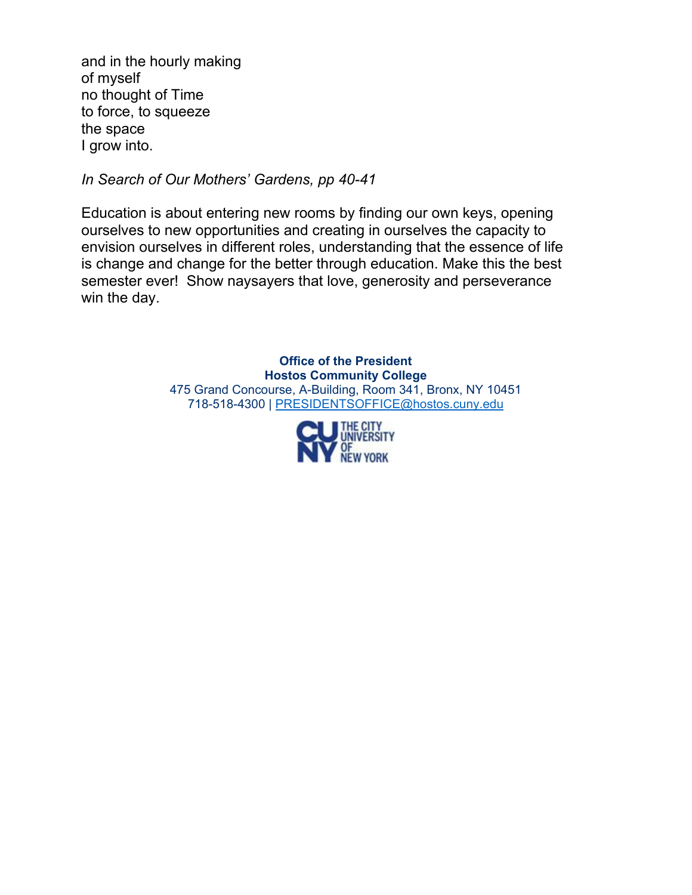and in the hourly making  
of myself  
no thought of Time  
to force, to squeeze  
the space  
I grow into.

*In Search of Our Mothers' Gardens, pp 40-41*

Education is about entering new rooms by finding our own keys, opening ourselves to new opportunities and creating in ourselves the capacity to envision ourselves in different roles, understanding that the essence of life is change and change for the better through education. Make this the best semester ever! Show naysayers that love, generosity and perseverance win the day.

**Office of the President**  
**Hostos Community College**  
475 Grand Concourse, A-Building, Room 341, Bronx, NY 10451  
718-518-4300 | PRESIDENTSOFFICE@hostos.cuny.edu

CUNY THE CITY UNIVERSITY OF NEW YORK